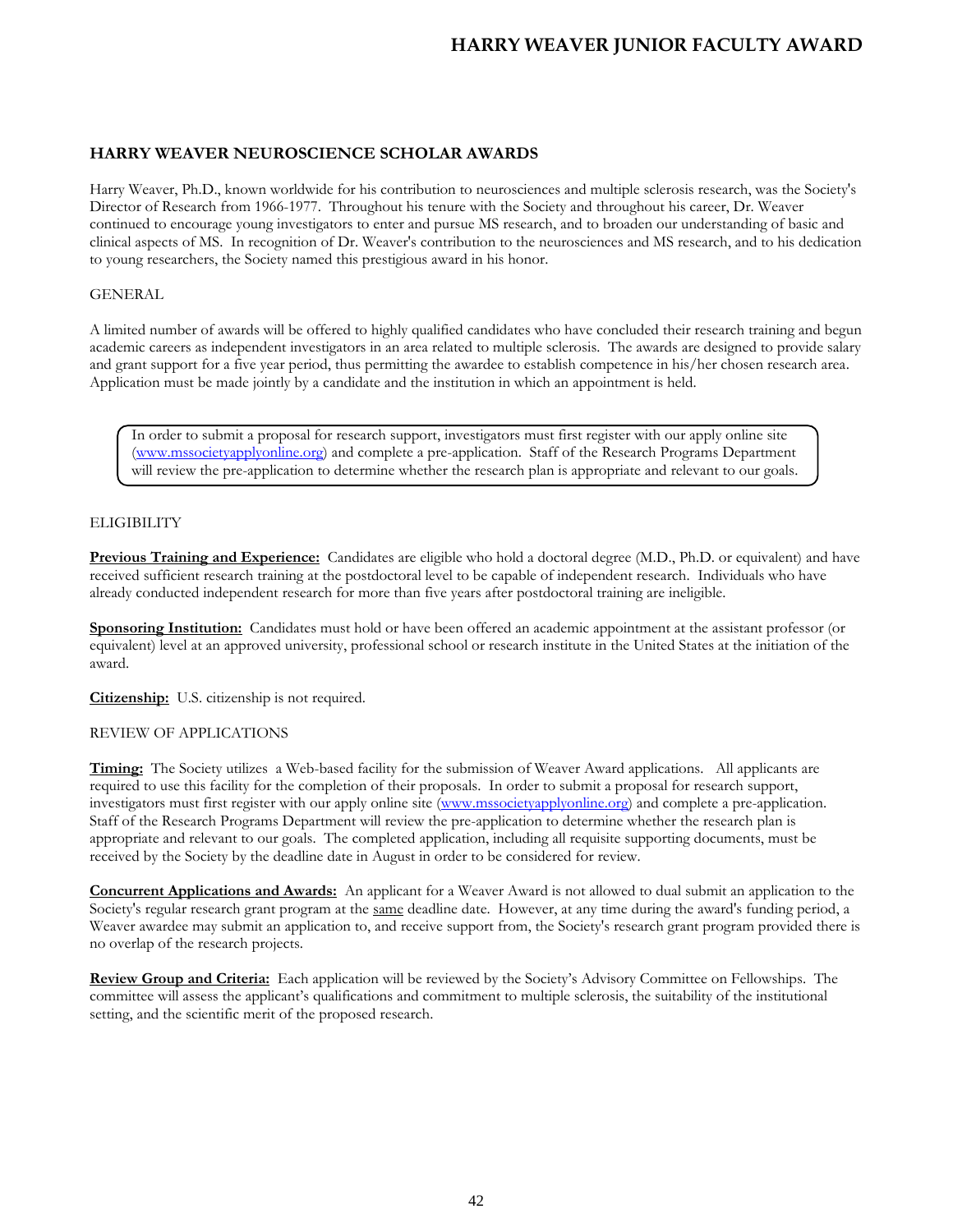# HARRY WEAVER JUNIOR FACULTY AWARD

## HARRY WEAVER NEUROSCIENCE SCHOLAR AWARDS

Harry Weaver, Ph.D., known worldwide for his contribution to neurosciences and multiple sclerosis research, was the Society's Director of Research from 1966-1977. Throughout his tenure with the Society and throughout his career, Dr. Weaver continued to encourage young investigators to enter and pursue MS research, and to broaden our understanding of basic and clinical aspects of MS. In recognition of Dr. Weaver's contribution to the neurosciences and MS research, and to his dedication to young researchers, the Society named this prestigious award in his honor.

### GENERAL

A limited number of awards will be offered to highly qualified candidates who have concluded their research training and begun academic careers as independent investigators in an area related to multiple sclerosis. The awards are designed to provide salary and grant support for a five year period, thus permitting the awardee to establish competence in his/her chosen research area. Application must be made jointly by a candidate and the institution in which an appointment is held.

> In order to submit a proposal for research support, investigators must first register with our apply online site (www.mssocietyapplyonline.org) and complete a pre-application. Staff of the Research Programs Department will review the pre-application to determine whether the research plan is appropriate and relevant to our goals.

### ELIGIBILITY

**Previous Training and Experience:** Candidates are eligible who hold a doctoral degree (M.D., Ph.D. or equivalent) and have received sufficient research training at the postdoctoral level to be capable of independent research. Individuals who have already conducted independent research for more than five years after postdoctoral training are ineligible.

**Sponsoring Institution:** Candidates must hold or have been offered an academic appointment at the assistant professor (or equivalent) level at an approved university, professional school or research institute in the United States at the initiation of the award.

**Citizenship:** U.S. citizenship is not required.

### REVIEW OF APPLICATIONS

**Timing:** The Society utilizes a Web-based facility for the submission of Weaver Award applications. All applicants are required to use this facility for the completion of their proposals. In order to submit a proposal for research support, investigators must first register with our apply online site (www.mssocietyapplyonline.org) and complete a pre-application. Staff of the Research Programs Department will review the pre-application to determine whether the research plan is appropriate and relevant to our goals. The completed application, including all requisite supporting documents, must be received by the Society by the deadline date in August in order to be considered for review.

**Concurrent Applications and Awards:** An applicant for a Weaver Award is not allowed to dual submit an application to the Society's regular research grant program at the same deadline date. However, at any time during the award's funding period, a Weaver awardee may submit an application to, and receive support from, the Society's research grant program provided there is no overlap of the research projects.

**Review Group and Criteria:** Each application will be reviewed by the Society's Advisory Committee on Fellowships. The committee will assess the applicant's qualifications and commitment to multiple sclerosis, the suitability of the institutional setting, and the scientific merit of the proposed research.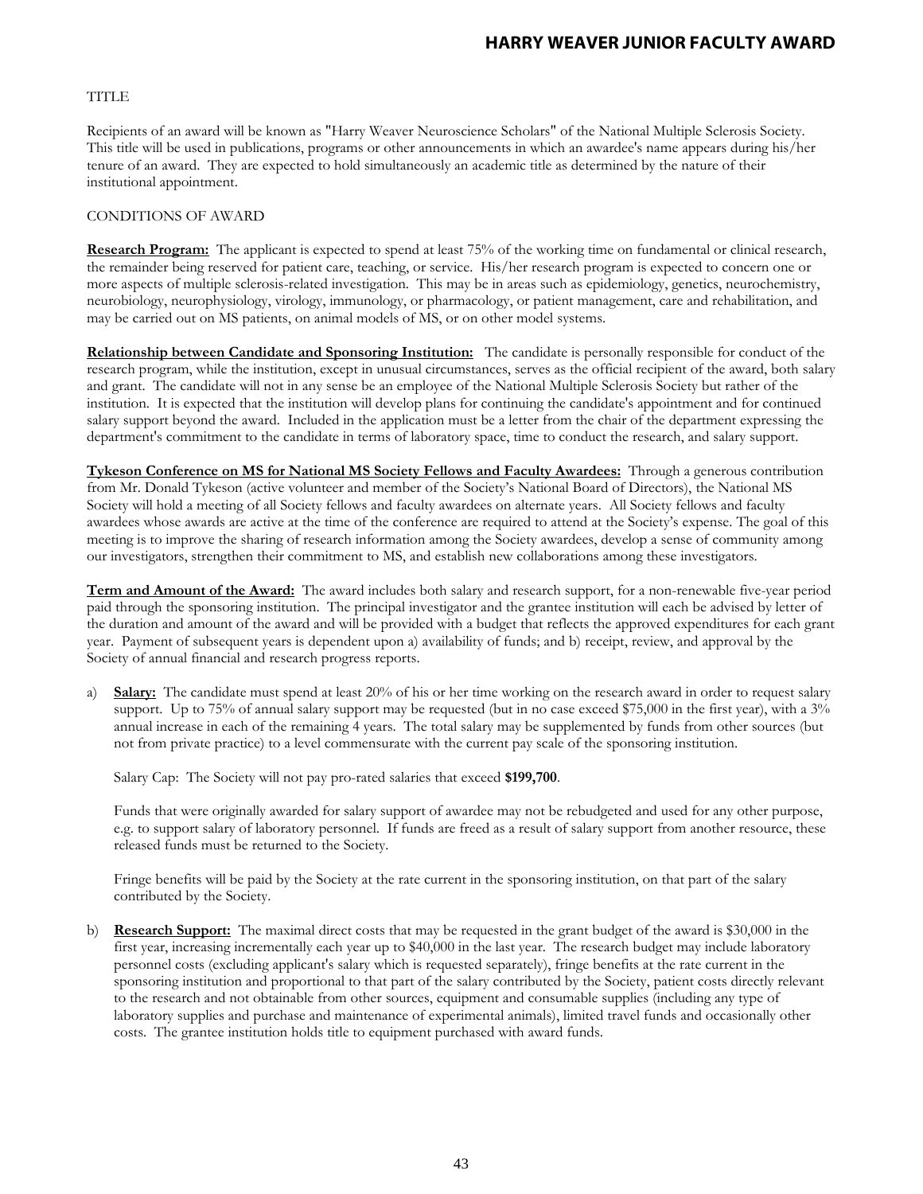TITLE

Recipients of an award will be known as "Harry Weaver Neuroscience Scholars" of the National Multiple Sclerosis Society. This title will be used in publications, programs or other announcements in which an awardee's name appears during his/her tenure of an award. They are expected to hold simultaneously an academic title as determined by the nature of their institutional appointment.

CONDITIONS OF AWARD

**Research Program:** The applicant is expected to spend at least 75% of the working time on fundamental or clinical research, the remainder being reserved for patient care, teaching, or service. His/her research program is expected to concern one or more aspects of multiple sclerosis-related investigation. This may be in areas such as epidemiology, genetics, neurochemistry, neurobiology, neurophysiology, virology, immunology, or pharmacology, or patient management, care and rehabilitation, and may be carried out on MS patients, on animal models of MS, or on other model systems.

**Relationship between Candidate and Sponsoring Institution:** The candidate is personally responsible for conduct of the research program, while the institution, except in unusual circumstances, serves as the official recipient of the award, both salary and grant. The candidate will not in any sense be an employee of the National Multiple Sclerosis Society but rather of the institution. It is expected that the institution will develop plans for continuing the candidate's appointment and for continued salary support beyond the award. Included in the application must be a letter from the chair of the department expressing the department's commitment to the candidate in terms of laboratory space, time to conduct the research, and salary support.

**Tykeson Conference on MS for National MS Society Fellows and Faculty Awardees:** Through a generous contribution from Mr. Donald Tykeson (active volunteer and member of the Society's National Board of Directors), the National MS Society will hold a meeting of all Society fellows and faculty awardees on alternate years. All Society fellows and faculty awardees whose awards are active at the time of the conference are required to attend at the Society's expense. The goal of this meeting is to improve the sharing of research information among the Society awardees, develop a sense of community among our investigators, strengthen their commitment to MS, and establish new collaborations among these investigators.

**Term and Amount of the Award:** The award includes both salary and research support, for a non-renewable five-year period paid through the sponsoring institution. The principal investigator and the grantee institution will each be advised by letter of the duration and amount of the award and will be provided with a budget that reflects the approved expenditures for each grant year. Payment of subsequent years is dependent upon a) availability of funds; and b) receipt, review, and approval by the Society of annual financial and research progress reports.

a) **Salary:** The candidate must spend at least 20% of his or her time working on the research award in order to request salary support. Up to 75% of annual salary support may be requested (but in no case exceed $75,000 in the first year), with a 3% annual increase in each of the remaining 4 years. The total salary may be supplemented by funds from other sources (but not from private practice) to a level commensurate with the current pay scale of the sponsoring institution.

   Salary Cap: The Society will not pay pro-rated salaries that exceed **$199,700**.

   Funds that were originally awarded for salary support of awardee may not be rebudgeted and used for any other purpose, e.g. to support salary of laboratory personnel. If funds are freed as a result of salary support from another resource, these released funds must be returned to the Society.

   Fringe benefits will be paid by the Society at the rate current in the sponsoring institution, on that part of the salary contributed by the Society.

b) **Research Support:** The maximal direct costs that may be requested in the grant budget of the award is $30,000 in the first year, increasing incrementally each year up to $40,000 in the last year. The research budget may include laboratory personnel costs (excluding applicant's salary which is requested separately), fringe benefits at the rate current in the sponsoring institution and proportional to that part of the salary contributed by the Society, patient costs directly relevant to the research and not obtainable from other sources, equipment and consumable supplies (including any type of laboratory supplies and purchase and maintenance of experimental animals), limited travel funds and occasionally other costs. The grantee institution holds title to equipment purchased with award funds.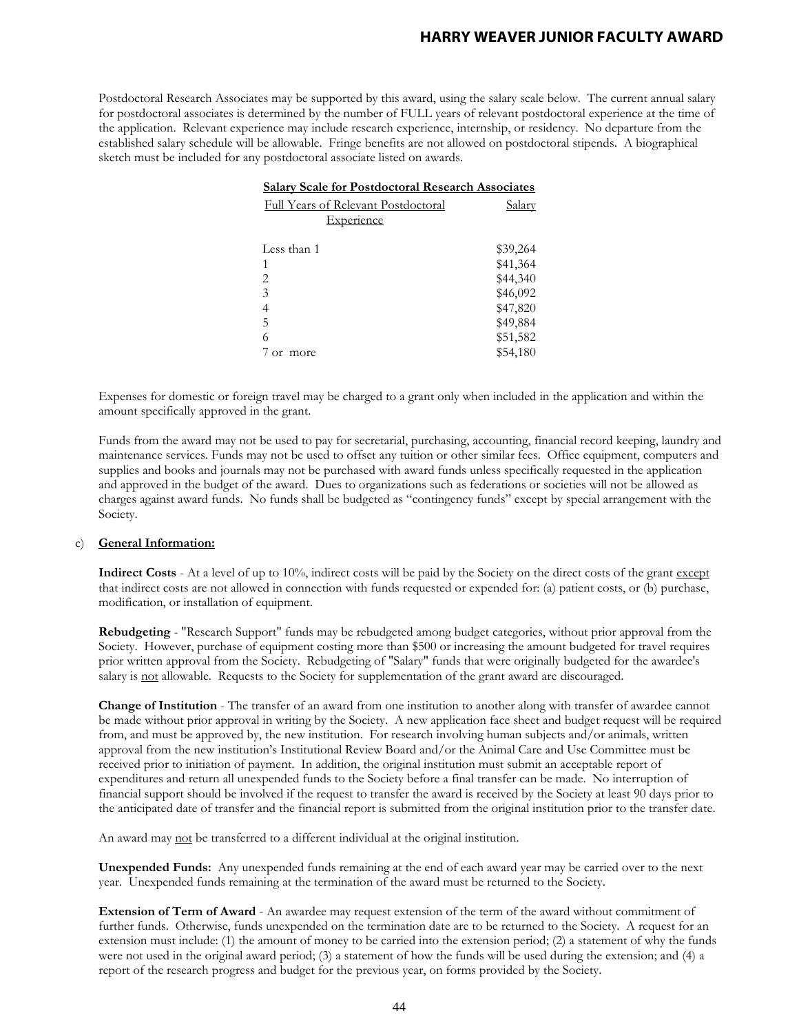Postdoctoral Research Associates may be supported by this award, using the salary scale below. The current annual salary for postdoctoral associates is determined by the number of FULL years of relevant postdoctoral experience at the time of the application. Relevant experience may include research experience, internship, or residency. No departure from the established salary schedule will be allowable. Fringe benefits are not allowed on postdoctoral stipends. A biographical sketch must be included for any postdoctoral associate listed on awards.

**Salary Scale for Postdoctoral Research Associates**

| Full Years of Relevant Postdoctoral Experience | Salary |
|---|---|
| Less than 1 | $39,264 |
| 1 | $41,364 |
| 2 | $44,340 |
| 3 | $46,092 |
| 4 | $47,820 |
| 5 | $49,884 |
| 6 | $51,582 |
| 7 or more | $54,180 |

Expenses for domestic or foreign travel may be charged to a grant only when included in the application and within the amount specifically approved in the grant.

Funds from the award may not be used to pay for secretarial, purchasing, accounting, financial record keeping, laundry and maintenance services. Funds may not be used to offset any tuition or other similar fees. Office equipment, computers and supplies and books and journals may not be purchased with award funds unless specifically requested in the application and approved in the budget of the award. Dues to organizations such as federations or societies will not be allowed as charges against award funds. No funds shall be budgeted as "contingency funds" except by special arrangement with the Society.

c) **General Information:**

**Indirect Costs** - At a level of up to 10%, indirect costs will be paid by the Society on the direct costs of the grant except that indirect costs are not allowed in connection with funds requested or expended for: (a) patient costs, or (b) purchase, modification, or installation of equipment.

**Rebudgeting** - "Research Support" funds may be rebudgeted among budget categories, without prior approval from the Society. However, purchase of equipment costing more than $500 or increasing the amount budgeted for travel requires prior written approval from the Society. Rebudgeting of "Salary" funds that were originally budgeted for the awardee's salary is not allowable. Requests to the Society for supplementation of the grant award are discouraged.

**Change of Institution** - The transfer of an award from one institution to another along with transfer of awardee cannot be made without prior approval in writing by the Society. A new application face sheet and budget request will be required from, and must be approved by, the new institution. For research involving human subjects and/or animals, written approval from the new institution's Institutional Review Board and/or the Animal Care and Use Committee must be received prior to initiation of payment. In addition, the original institution must submit an acceptable report of expenditures and return all unexpended funds to the Society before a final transfer can be made. No interruption of financial support should be involved if the request to transfer the award is received by the Society at least 90 days prior to the anticipated date of transfer and the financial report is submitted from the original institution prior to the transfer date.

An award may not be transferred to a different individual at the original institution.

**Unexpended Funds:** Any unexpended funds remaining at the end of each award year may be carried over to the next year. Unexpended funds remaining at the termination of the award must be returned to the Society.

**Extension of Term of Award** - An awardee may request extension of the term of the award without commitment of further funds. Otherwise, funds unexpended on the termination date are to be returned to the Society. A request for an extension must include: (1) the amount of money to be carried into the extension period; (2) a statement of why the funds were not used in the original award period; (3) a statement of how the funds will be used during the extension; and (4) a report of the research progress and budget for the previous year, on forms provided by the Society.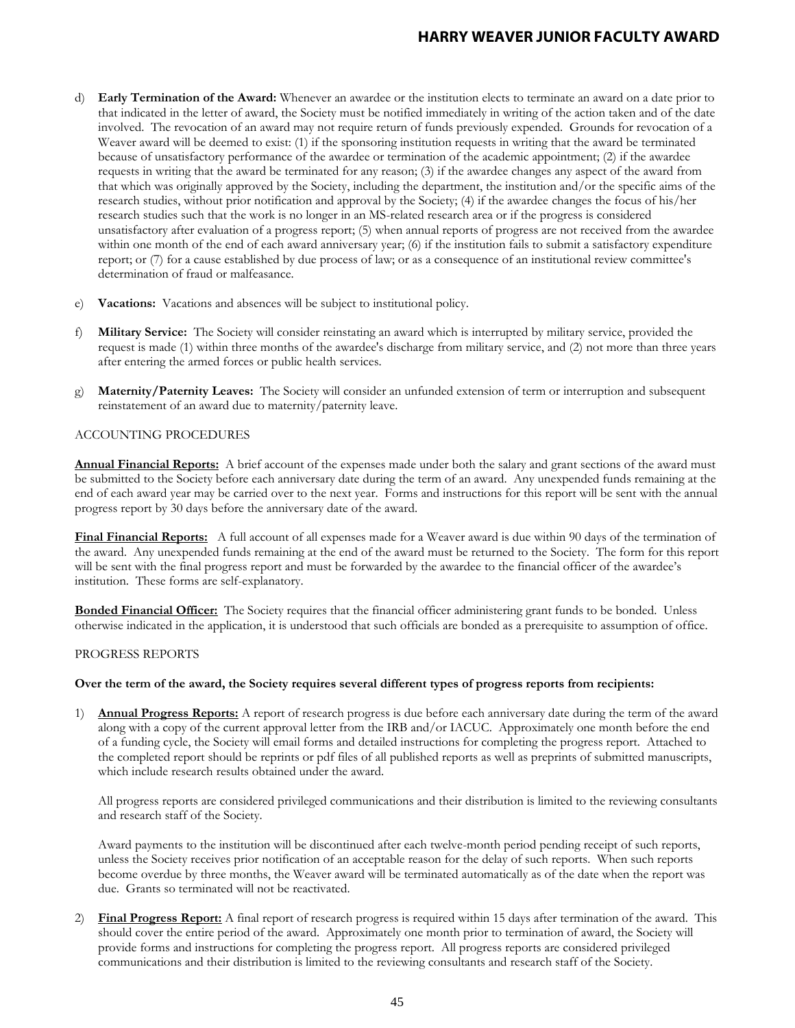d) **Early Termination of the Award:** Whenever an awardee or the institution elects to terminate an award on a date prior to that indicated in the letter of award, the Society must be notified immediately in writing of the action taken and of the date involved. The revocation of an award may not require return of funds previously expended. Grounds for revocation of a Weaver award will be deemed to exist: (1) if the sponsoring institution requests in writing that the award be terminated because of unsatisfactory performance of the awardee or termination of the academic appointment; (2) if the awardee requests in writing that the award be terminated for any reason; (3) if the awardee changes any aspect of the award from that which was originally approved by the Society, including the department, the institution and/or the specific aims of the research studies, without prior notification and approval by the Society; (4) if the awardee changes the focus of his/her research studies such that the work is no longer in an MS-related research area or if the progress is considered unsatisfactory after evaluation of a progress report; (5) when annual reports of progress are not received from the awardee within one month of the end of each award anniversary year; (6) if the institution fails to submit a satisfactory expenditure report; or (7) for a cause established by due process of law; or as a consequence of an institutional review committee's determination of fraud or malfeasance.

e) **Vacations:** Vacations and absences will be subject to institutional policy.

f) **Military Service:** The Society will consider reinstating an award which is interrupted by military service, provided the request is made (1) within three months of the awardee's discharge from military service, and (2) not more than three years after entering the armed forces or public health services.

g) **Maternity/Paternity Leaves:** The Society will consider an unfunded extension of term or interruption and subsequent reinstatement of an award due to maternity/paternity leave.

## ACCOUNTING PROCEDURES

**Annual Financial Reports:** A brief account of the expenses made under both the salary and grant sections of the award must be submitted to the Society before each anniversary date during the term of an award. Any unexpended funds remaining at the end of each award year may be carried over to the next year. Forms and instructions for this report will be sent with the annual progress report by 30 days before the anniversary date of the award.

**Final Financial Reports:** A full account of all expenses made for a Weaver award is due within 90 days of the termination of the award. Any unexpended funds remaining at the end of the award must be returned to the Society. The form for this report will be sent with the final progress report and must be forwarded by the awardee to the financial officer of the awardee's institution. These forms are self-explanatory.

**Bonded Financial Officer:** The Society requires that the financial officer administering grant funds to be bonded. Unless otherwise indicated in the application, it is understood that such officials are bonded as a prerequisite to assumption of office.

## PROGRESS REPORTS

**Over the term of the award, the Society requires several different types of progress reports from recipients:**

1) **Annual Progress Reports:** A report of research progress is due before each anniversary date during the term of the award along with a copy of the current approval letter from the IRB and/or IACUC. Approximately one month before the end of a funding cycle, the Society will email forms and detailed instructions for completing the progress report. Attached to the completed report should be reprints or pdf files of all published reports as well as preprints of submitted manuscripts, which include research results obtained under the award.

   All progress reports are considered privileged communications and their distribution is limited to the reviewing consultants and research staff of the Society.

   Award payments to the institution will be discontinued after each twelve-month period pending receipt of such reports, unless the Society receives prior notification of an acceptable reason for the delay of such reports. When such reports become overdue by three months, the Weaver award will be terminated automatically as of the date when the report was due. Grants so terminated will not be reactivated.

2) **Final Progress Report:** A final report of research progress is required within 15 days after termination of the award. This should cover the entire period of the award. Approximately one month prior to termination of award, the Society will provide forms and instructions for completing the progress report. All progress reports are considered privileged communications and their distribution is limited to the reviewing consultants and research staff of the Society.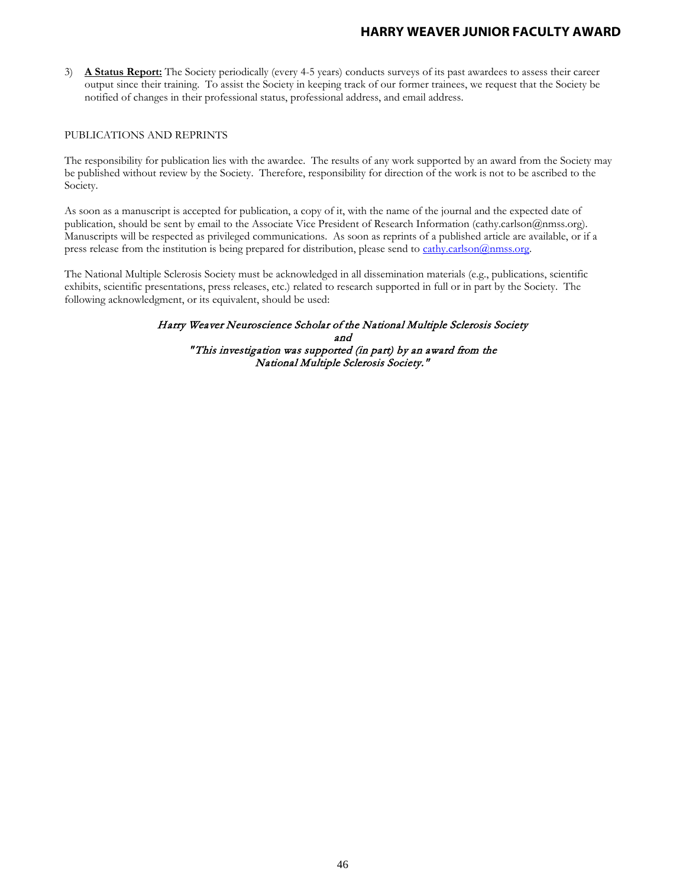3) **A Status Report:** The Society periodically (every 4-5 years) conducts surveys of its past awardees to assess their career output since their training. To assist the Society in keeping track of our former trainees, we request that the Society be notified of changes in their professional status, professional address, and email address.

PUBLICATIONS AND REPRINTS

The responsibility for publication lies with the awardee. The results of any work supported by an award from the Society may be published without review by the Society. Therefore, responsibility for direction of the work is not to be ascribed to the Society.

As soon as a manuscript is accepted for publication, a copy of it, with the name of the journal and the expected date of publication, should be sent by email to the Associate Vice President of Research Information (cathy.carlson@nmss.org). Manuscripts will be respected as privileged communications. As soon as reprints of a published article are available, or if a press release from the institution is being prepared for distribution, please send to cathy.carlson@nmss.org.

The National Multiple Sclerosis Society must be acknowledged in all dissemination materials (e.g., publications, scientific exhibits, scientific presentations, press releases, etc.) related to research supported in full or in part by the Society. The following acknowledgment, or its equivalent, should be used:

*Harry Weaver Neuroscience Scholar of the National Multiple Sclerosis Society*
*and*
*"This investigation was supported (in part) by an award from the National Multiple Sclerosis Society."*